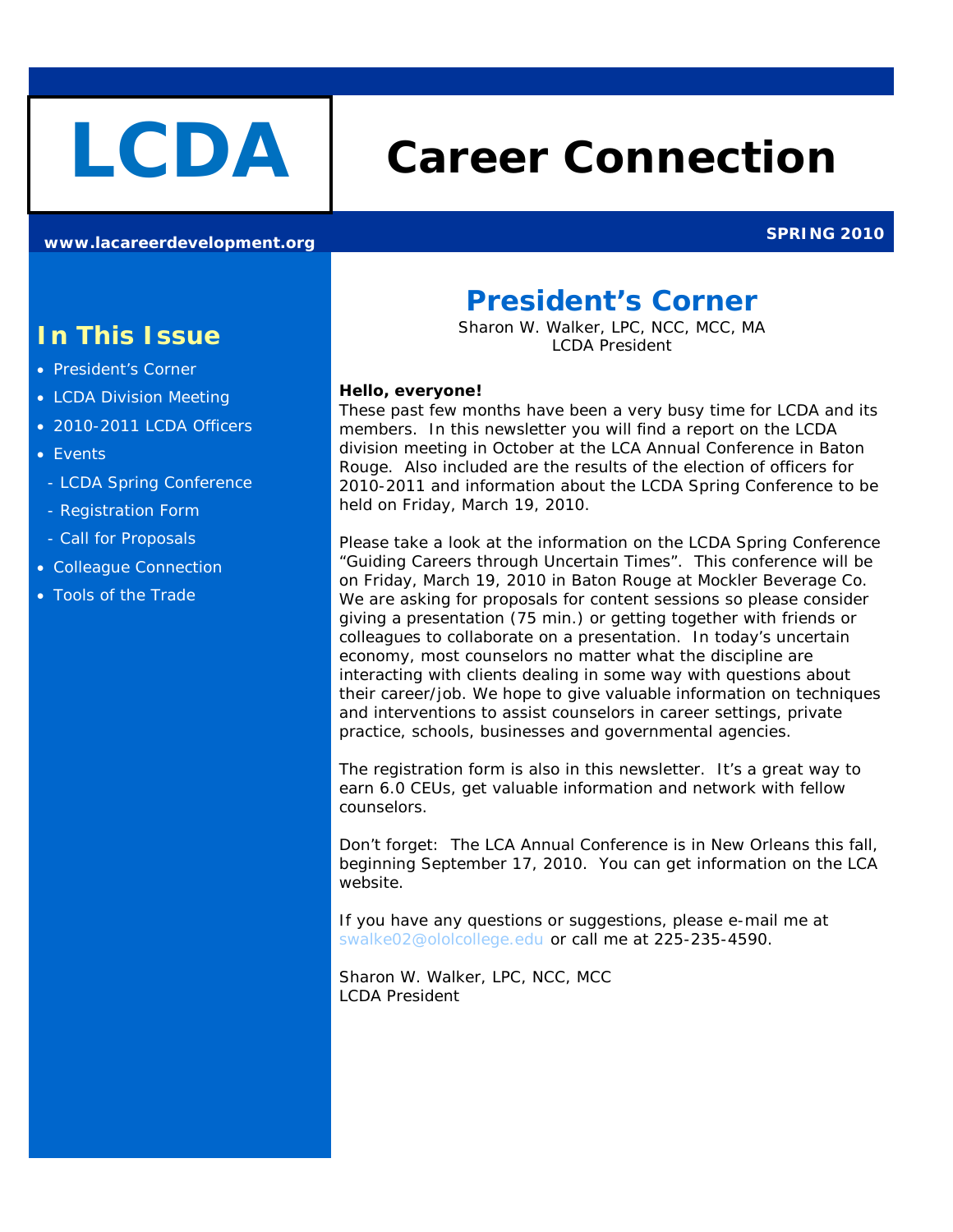# LCDA Career Connection

www.lacareerdevelopment.org

**SPRING 2010**

## In This Issue

- President's Corner
- LCDA Division Meeting
- 2010-2011 LCDA Officers
- Events
  - LCDA Spring Conference
  - Registration Form
  - Call for Proposals
- Colleague Connection
- Tools of the Trade

## President's Corner

Sharon W. Walker, LPC, NCC, MCC, MA
LCDA President

**Hello, everyone!**

These past few months have been a very busy time for LCDA and its members. In this newsletter you will find a report on the LCDA division meeting in October at the LCA Annual Conference in Baton Rouge. Also included are the results of the election of officers for 2010-2011 and information about the LCDA Spring Conference to be held on Friday, March 19, 2010.

Please take a look at the information on the LCDA Spring Conference "Guiding Careers through Uncertain Times". This conference will be on Friday, March 19, 2010 in Baton Rouge at Mockler Beverage Co. We are asking for proposals for content sessions so please consider giving a presentation (75 min.) or getting together with friends or colleagues to collaborate on a presentation. In today's uncertain economy, most counselors no matter what the discipline are interacting with clients dealing in some way with questions about their career/job. We hope to give valuable information on techniques and interventions to assist counselors in career settings, private practice, schools, businesses and governmental agencies.

The registration form is also in this newsletter. It's a great way to earn 6.0 CEUs, get valuable information and network with fellow counselors.

Don't forget: The LCA Annual Conference is in New Orleans this fall, beginning September 17, 2010. You can get information on the LCA website.

If you have any questions or suggestions, please e-mail me at swalke02@ololcollege.edu or call me at 225-235-4590.

Sharon W. Walker, LPC, NCC, MCC
LCDA President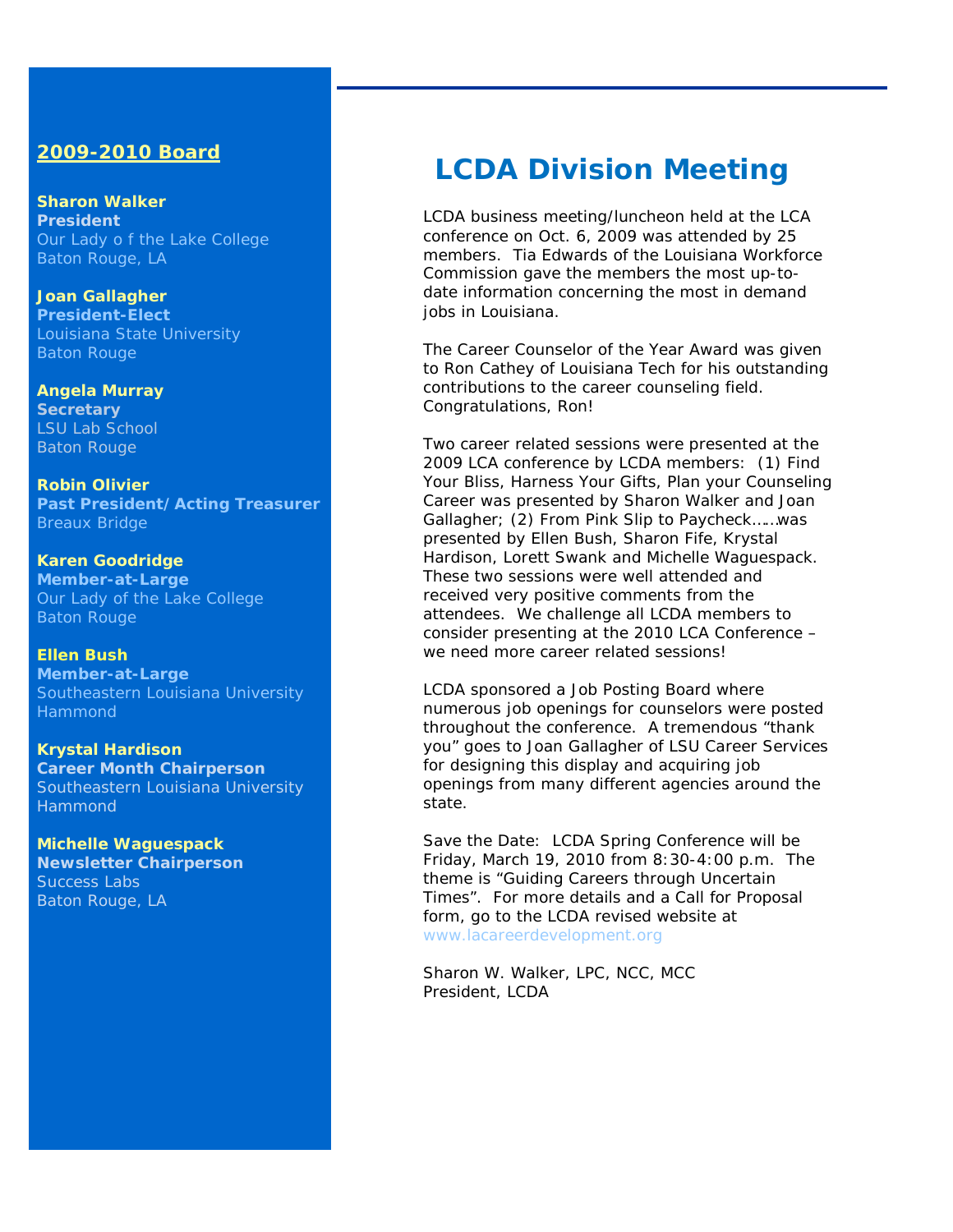## 2009-2010 Board

**Sharon Walker**
**President**
Our Lady o f the Lake College
Baton Rouge, LA

**Joan Gallagher**
**President-Elect**
Louisiana State University
Baton Rouge

**Angela Murray**
**Secretary**
LSU Lab School
Baton Rouge

**Robin Olivier**
**Past President/Acting Treasurer**
Breaux Bridge

**Karen Goodridge**
**Member-at-Large**
Our Lady of the Lake College
Baton Rouge

**Ellen Bush**
**Member-at-Large**
Southeastern Louisiana University
Hammond

**Krystal Hardison**
**Career Month Chairperson**
Southeastern Louisiana University
Hammond

**Michelle Waguespack**
**Newsletter Chairperson**
Success Labs
Baton Rouge, LA

# LCDA Division Meeting

LCDA business meeting/luncheon held at the LCA conference on Oct. 6, 2009 was attended by 25 members. Tia Edwards of the Louisiana Workforce Commission gave the members the most up-to-date information concerning the most in demand jobs in Louisiana.

The Career Counselor of the Year Award was given to Ron Cathey of Louisiana Tech for his outstanding contributions to the career counseling field. Congratulations, Ron!

Two career related sessions were presented at the 2009 LCA conference by LCDA members: (1) Find Your Bliss, Harness Your Gifts, Plan your Counseling Career was presented by Sharon Walker and Joan Gallagher; (2) From Pink Slip to Paycheck……was presented by Ellen Bush, Sharon Fife, Krystal Hardison, Lorett Swank and Michelle Waguespack. These two sessions were well attended and received very positive comments from the attendees. We challenge all LCDA members to consider presenting at the 2010 LCA Conference – we need more career related sessions!

LCDA sponsored a Job Posting Board where numerous job openings for counselors were posted throughout the conference. A tremendous "thank you" goes to Joan Gallagher of LSU Career Services for designing this display and acquiring job openings from many different agencies around the state.

Save the Date: LCDA Spring Conference will be Friday, March 19, 2010 from 8:30-4:00 p.m. The theme is "Guiding Careers through Uncertain Times". For more details and a Call for Proposal form, go to the LCDA revised website at www.lacareerdevelopment.org

Sharon W. Walker, LPC, NCC, MCC
President, LCDA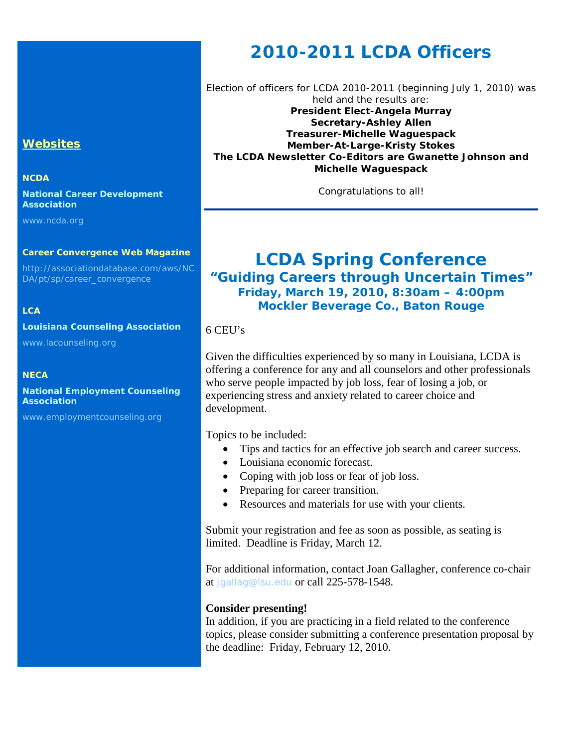# 2010-2011 LCDA Officers

Election of officers for LCDA 2010-2011 (beginning July 1, 2010) was held and the results are:

**President Elect-Angela Murray**
**Secretary-Ashley Allen**
**Treasurer-Michelle Waguespack**
**Member-At-Large-Kristy Stokes**
**The LCDA Newsletter Co-Editors are Gwanette Johnson and Michelle Waguespack**

Congratulations to all!

---

# LCDA Spring Conference

## "Guiding Careers through Uncertain Times"

### Friday, March 19, 2010, 8:30am – 4:00pm
### Mockler Beverage Co., Baton Rouge

6 CEU's

Given the difficulties experienced by so many in Louisiana, LCDA is offering a conference for any and all counselors and other professionals who serve people impacted by job loss, fear of losing a job, or experiencing stress and anxiety related to career choice and development.

Topics to be included:

- Tips and tactics for an effective job search and career success.
- Louisiana economic forecast.
- Coping with job loss or fear of job loss.
- Preparing for career transition.
- Resources and materials for use with your clients.

Submit your registration and fee as soon as possible, as seating is limited. Deadline is Friday, March 12.

For additional information, contact Joan Gallagher, conference co-chair at jgallag@lsu.edu or call 225-578-1548.

**Consider presenting!**
In addition, if you are practicing in a field related to the conference topics, please consider submitting a conference presentation proposal by the deadline: Friday, February 12, 2010.

## Websites

**NCDA**

**National Career Development Association**

www.ncda.org

**Career Convergence Web Magazine**

http://associationdatabase.com/aws/NCDA/pt/sp/career_convergence

**LCA**

**Louisiana Counseling Association**

www.lacounseling.org

**NECA**

**National Employment Counseling Association**

www.employmentcounseling.org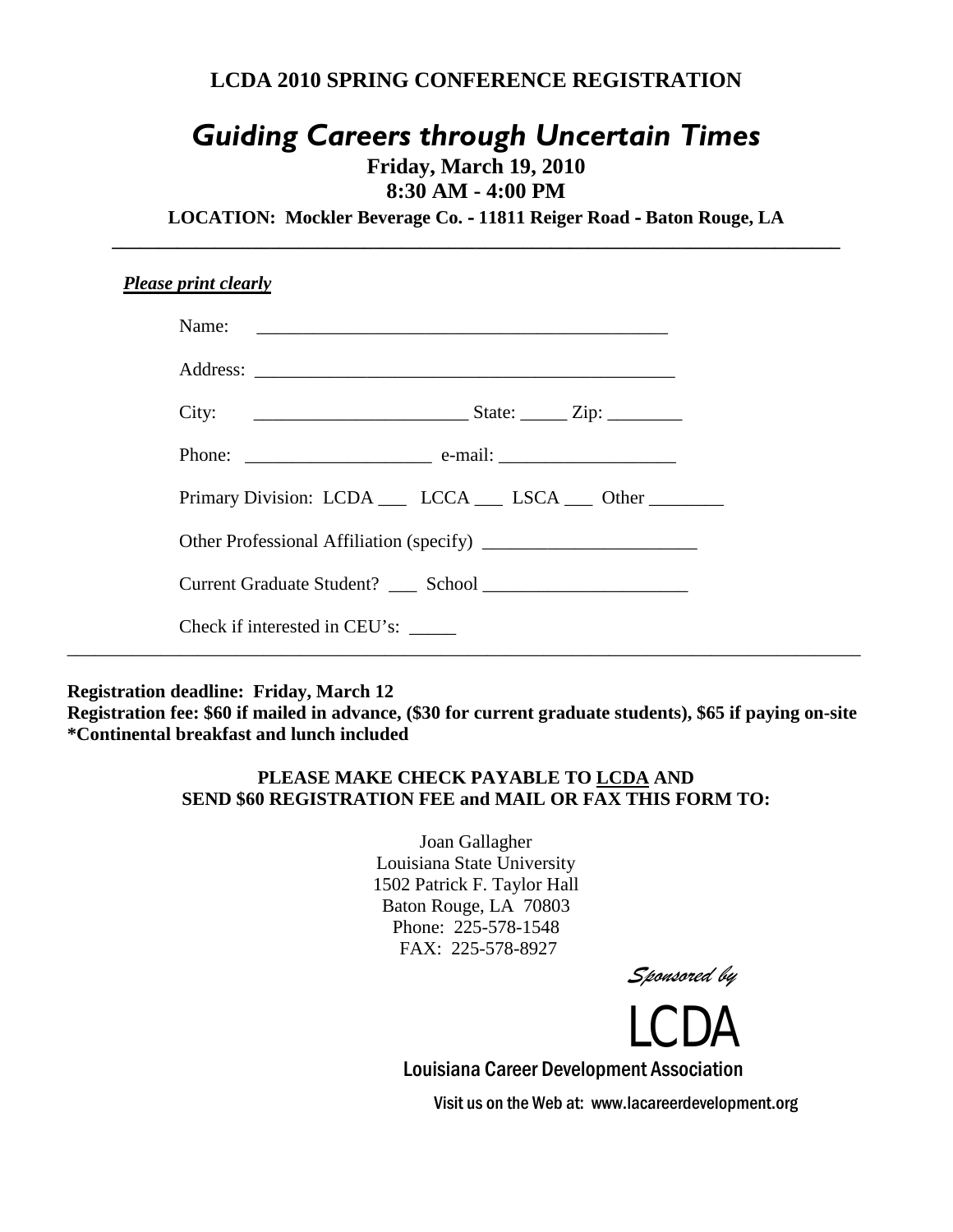**LCDA 2010 SPRING CONFERENCE REGISTRATION**

# *Guiding Careers through Uncertain Times*

**Friday, March 19, 2010**
**8:30 AM - 4:00 PM**

**LOCATION: Mockler Beverage Co. - 11811 Reiger Road - Baton Rouge, LA**

---

***Please print clearly***

Name: _____________________________________________

Address: _____________________________________________

City: _______________________ State: _____ Zip: ________

Phone: ____________________ e-mail: ___________________

Primary Division: LCDA ___ LCCA ___ LSCA ___ Other ________

Other Professional Affiliation (specify) _______________________

Current Graduate Student? ___ School ______________________

Check if interested in CEU's: _____

---

**Registration deadline: Friday, March 12**
**Registration fee: $60 if mailed in advance, ($30 for current graduate students), $65 if paying on-site**
**\*Continental breakfast and lunch included**

**PLEASE MAKE CHECK PAYABLE TO LCDA AND**
**SEND $60 REGISTRATION FEE and MAIL OR FAX THIS FORM TO:**

Joan Gallagher
Louisiana State University
1502 Patrick F. Taylor Hall
Baton Rouge, LA 70803
Phone: 225-578-1548
FAX: 225-578-8927

*Sponsored by*

LCDA

Louisiana Career Development Association

Visit us on the Web at: www.lacareerdevelopment.org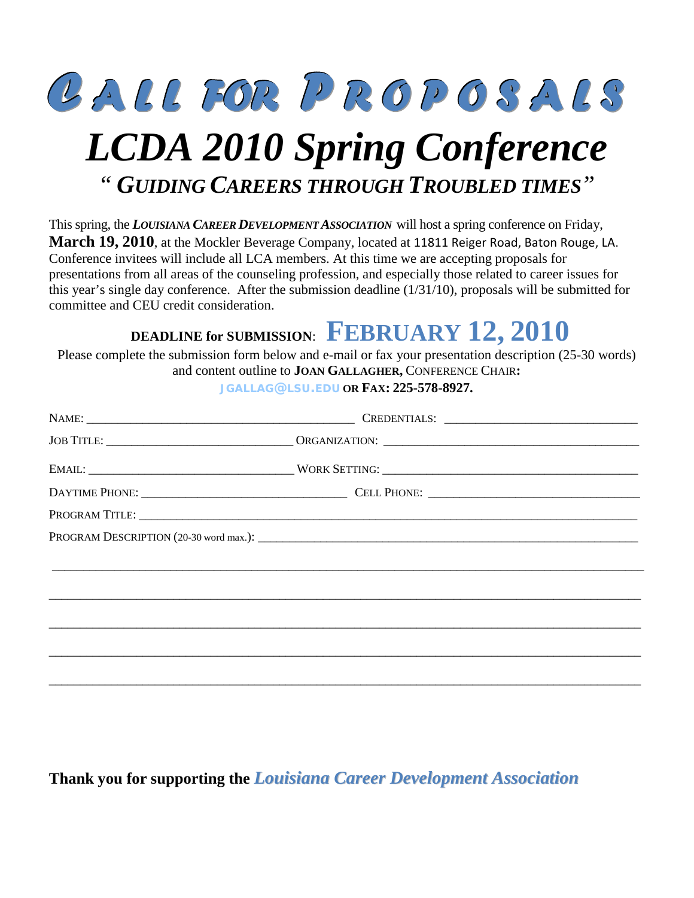# CALL FOR PROPOSALS

# *LCDA 2010 Spring Conference*

## *"GUIDING CAREERS THROUGH TROUBLED TIMES"*

This spring, the ***LOUISIANA CAREER DEVELOPMENT ASSOCIATION*** will host a spring conference on Friday, **March 19, 2010**, at the Mockler Beverage Company, located at 11811 Reiger Road, Baton Rouge, LA. Conference invitees will include all LCA members. At this time we are accepting proposals for presentations from all areas of the counseling profession, and especially those related to career issues for this year's single day conference. After the submission deadline (1/31/10), proposals will be submitted for committee and CEU credit consideration.

**DEADLINE for SUBMISSION**: **FEBRUARY 12, 2010**

Please complete the submission form below and e-mail or fax your presentation description (25-30 words) and content outline to **JOAN GALLAGHER,** CONFERENCE CHAIR**:**
JGALLAG@LSU.EDU **OR FAX: 225-578-8927.**

NAME: ________________________________ CREDENTIALS: ________________________

JOB TITLE: ________________________ ORGANIZATION: ________________________________

EMAIL: ____________________________ WORK SETTING: ________________________________

DAYTIME PHONE: ____________________________ CELL PHONE: ____________________________

PROGRAM TITLE: ______________________________________________________________

PROGRAM DESCRIPTION (20-30 word max.): ________________________________________________

______________________________________________________________________________

______________________________________________________________________________

______________________________________________________________________________

______________________________________________________________________________

______________________________________________________________________________

**Thank you for supporting the** ***Louisiana Career Development Association***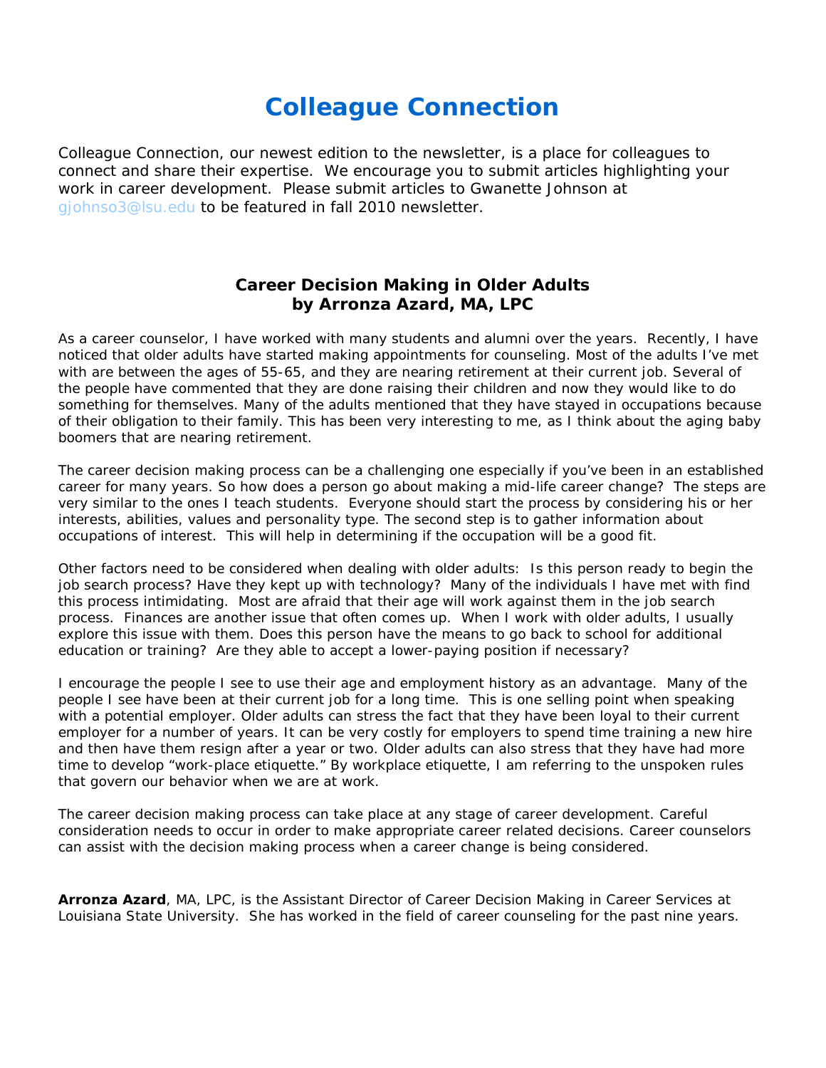# Colleague Connection

Colleague Connection, our newest edition to the newsletter, is a place for colleagues to connect and share their expertise. We encourage you to submit articles highlighting your work in career development. Please submit articles to Gwanette Johnson at gjohnso3@lsu.edu to be featured in fall 2010 newsletter.

## Career Decision Making in Older Adults
### by Arronza Azard, MA, LPC

As a career counselor, I have worked with many students and alumni over the years. Recently, I have noticed that older adults have started making appointments for counseling. Most of the adults I've met with are between the ages of 55-65, and they are nearing retirement at their current job. Several of the people have commented that they are done raising their children and now they would like to do something for themselves. Many of the adults mentioned that they have stayed in occupations because of their obligation to their family. This has been very interesting to me, as I think about the aging baby boomers that are nearing retirement.

The career decision making process can be a challenging one especially if you've been in an established career for many years. So how does a person go about making a mid-life career change? The steps are very similar to the ones I teach students. Everyone should start the process by considering his or her interests, abilities, values and personality type. The second step is to gather information about occupations of interest. This will help in determining if the occupation will be a good fit.

Other factors need to be considered when dealing with older adults: Is this person ready to begin the job search process? Have they kept up with technology? Many of the individuals I have met with find this process intimidating. Most are afraid that their age will work against them in the job search process. Finances are another issue that often comes up. When I work with older adults, I usually explore this issue with them. Does this person have the means to go back to school for additional education or training? Are they able to accept a lower-paying position if necessary?

I encourage the people I see to use their age and employment history as an advantage. Many of the people I see have been at their current job for a long time. This is one selling point when speaking with a potential employer. Older adults can stress the fact that they have been loyal to their current employer for a number of years. It can be very costly for employers to spend time training a new hire and then have them resign after a year or two. Older adults can also stress that they have had more time to develop "work-place etiquette." By workplace etiquette, I am referring to the unspoken rules that govern our behavior when we are at work.

The career decision making process can take place at any stage of career development. Careful consideration needs to occur in order to make appropriate career related decisions. Career counselors can assist with the decision making process when a career change is being considered.

**Arronza Azard**, MA, LPC, is the Assistant Director of Career Decision Making in Career Services at Louisiana State University. She has worked in the field of career counseling for the past nine years.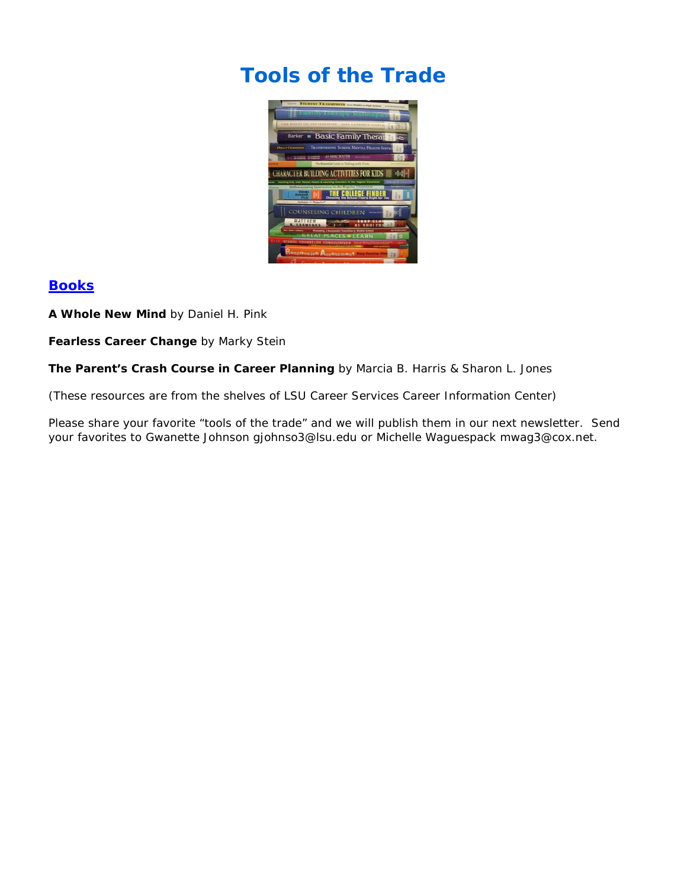# Tools of the Trade

## Books

**A Whole New Mind** by Daniel H. Pink

**Fearless Career Change** by Marky Stein

**The Parent's Crash Course in Career Planning** by Marcia B. Harris & Sharon L. Jones

(These resources are from the shelves of LSU Career Services Career Information Center)

Please share your favorite "tools of the trade" and we will publish them in our next newsletter. Send your favorites to Gwanette Johnson gjohnso3@lsu.edu or Michelle Waguespack mwag3@cox.net.